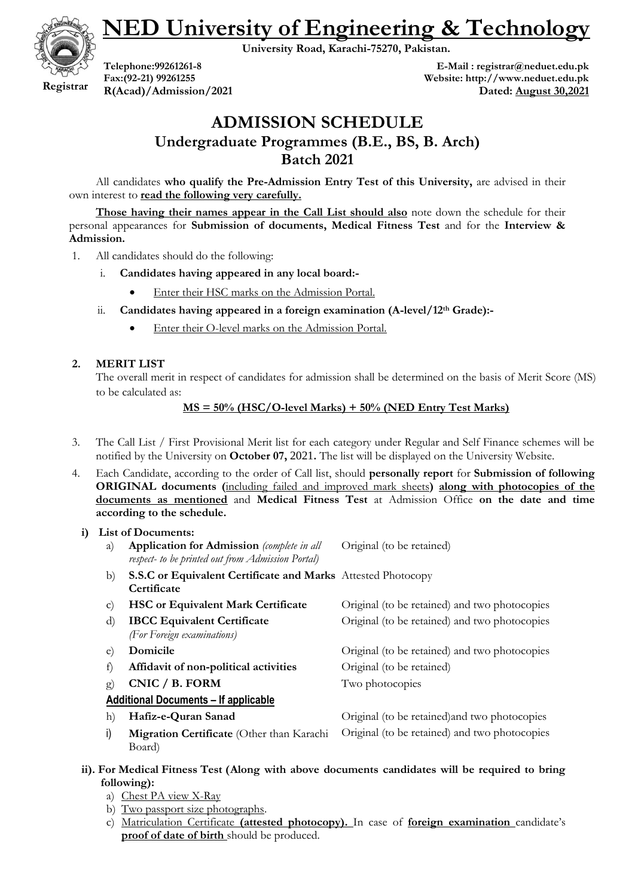# NED University of Engineering & Technology

**University Road, Karachi-75270, Pakistan.**

**Registrar**

**Telephone:99261261-8**
**Fax:(92-21) 99261255**
**R(Acad)/Admission/2021**

**E-Mail : registrar@neduet.edu.pk**
**Website: http://www.neduet.edu.pk**
**Dated: August 30,2021**

## ADMISSION SCHEDULE
### Undergraduate Programmes (B.E., BS, B. Arch)
### Batch 2021

All candidates **who qualify the Pre-Admission Entry Test of this University,** are advised in their own interest to **read the following very carefully.**

**Those having their names appear in the Call List should also** note down the schedule for their personal appearances for **Submission of documents, Medical Fitness Test** and for the **Interview & Admission.**

1. All candidates should do the following:
   i. **Candidates having appeared in any local board:-**
      - Enter their HSC marks on the Admission Portal.
   
   ii. **Candidates having appeared in a foreign examination (A-level/12th Grade):-**
      - Enter their O-level marks on the Admission Portal.

2. **MERIT LIST**

   The overall merit in respect of candidates for admission shall be determined on the basis of Merit Score (MS) to be calculated as:

   **MS = 50% (HSC/O-level Marks) + 50% (NED Entry Test Marks)**

3. The Call List / First Provisional Merit list for each category under Regular and Self Finance schemes will be notified by the University on **October 07,** 2021. The list will be displayed on the University Website.

4. Each Candidate, according to the order of Call list, should **personally report** for **Submission of following ORIGINAL documents (**including failed and improved mark sheets**) along with photocopies of the documents as mentioned** and **Medical Fitness Test** at Admission Office **on the date and time according to the schedule.**

   **i) List of Documents:**

| | Document | Requirement |
|---|---|---|
| a) | **Application for Admission** *(complete in all respect- to be printed out from Admission Portal)* | Original (to be retained) |
| b) | **S.S.C or Equivalent Certificate and Marks Certificate** | Attested Photocopy |
| c) | **HSC or Equivalent Mark Certificate** | Original (to be retained) and two photocopies |
| d) | **IBCC Equivalent Certificate** *(For Foreign examinations)* | Original (to be retained) and two photocopies |
| e) | **Domicile** | Original (to be retained) and two photocopies |
| f) | **Affidavit of non-political activities** | Original (to be retained) |
| g) | **CNIC / B. FORM** | Two photocopies |
| | **Additional Documents – If applicable** | |
| h) | **Hafiz-e-Quran Sanad** | Original (to be retained)and two photocopies |
| i) | **Migration Certificate** (Other than Karachi Board) | Original (to be retained) and two photocopies |

   **ii). For Medical Fitness Test (Along with above documents candidates will be required to bring following):**
   
   a) Chest PA view X-Ray
   
   b) Two passport size photographs.
   
   c) Matriculation Certificate **(attested photocopy).** In case of **foreign examination** candidate's **proof of date of birth** should be produced.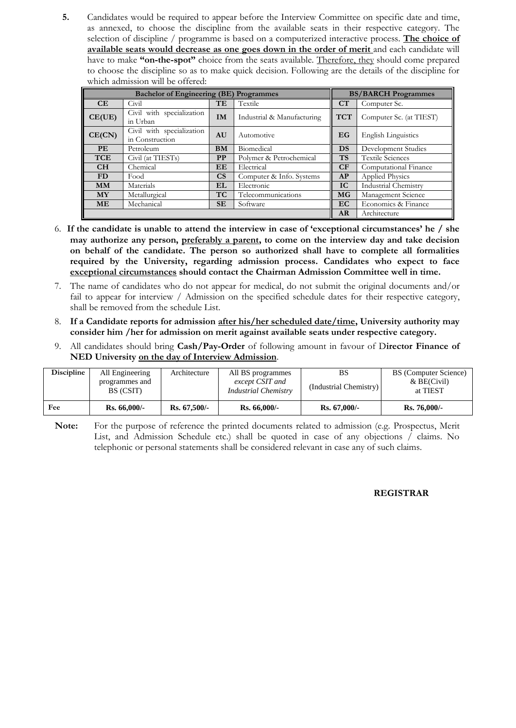**5.** Candidates would be required to appear before the Interview Committee on specific date and time, as annexed, to choose the discipline from the available seats in their respective category. The selection of discipline / programme is based on a computerized interactive process. **The choice of available seats would decrease as one goes down in the order of merit** and each candidate will have to make **"on-the-spot"** choice from the seats available. Therefore, they should come prepared to choose the discipline so as to make quick decision. Following are the details of the discipline for which admission will be offered:

| **Bachelor of Engineering (BE) Programmes** | | | | **BS/BARCH Programmes** | |
|---|---|---|---|---|---|
| **CE** | Civil | **TE** | Textile | **CT** | Computer Sc. |
| **CE(UE)** | Civil with specialization in Urban | **IM** | Industrial & Manufacturing | **TCT** | Computer Sc. (at TIEST) |
| **CE(CN)** | Civil with specialization in Construction | **AU** | Automotive | **EG** | English Linguistics |
| **PE** | Petroleum | **BM** | Biomedical | **DS** | Development Studies |
| **TCE** | Civil (at TIESTs) | **PP** | Polymer & Petrochemical | **TS** | Textile Sciences |
| **CH** | Chemical | **EE** | Electrical | **CF** | Computational Finance |
| **FD** | Food | **CS** | Computer & Info. Systems | **AP** | Applied Physics |
| **MM** | Materials | **EL** | Electronic | **IC** | Industrial Chemistry |
| **MY** | Metallurgical | **TC** | Telecommunications | **MG** | Management Science |
| **ME** | Mechanical | **SE** | Software | **EC** | Economics & Finance |
| | | | | **AR** | Architecture |

6. **If the candidate is unable to attend the interview in case of 'exceptional circumstances' he / she may authorize any person, preferably a parent, to come on the interview day and take decision on behalf of the candidate. The person so authorized shall have to complete all formalities required by the University, regarding admission process. Candidates who expect to face exceptional circumstances should contact the Chairman Admission Committee well in time.**

7. The name of candidates who do not appear for medical, do not submit the original documents and/or fail to appear for interview / Admission on the specified schedule dates for their respective category, shall be removed from the schedule List.

8. **If a Candidate reports for admission after his/her scheduled date/time, University authority may consider him /her for admission on merit against available seats under respective category.**

9. All candidates should bring **Cash/Pay-Order** of following amount in favour of **Director Finance of NED University on the day of Interview Admission**.

| **Discipline** | All Engineering programmes and BS (CSIT) | Architecture | All BS programmes *except CSIT and Industrial Chemistry* | BS (Industrial Chemistry) | BS (Computer Science) & BE(Civil) at TIEST |
|---|---|---|---|---|---|
| **Fee** | **Rs. 66,000/-** | **Rs. 67,500/-** | **Rs. 66,000/-** | **Rs. 67,000/-** | **Rs. 76,000/-** |

**Note:** For the purpose of reference the printed documents related to admission (e.g. Prospectus, Merit List, and Admission Schedule etc.) shall be quoted in case of any objections / claims. No telephonic or personal statements shall be considered relevant in case any of such claims.

**REGISTRAR**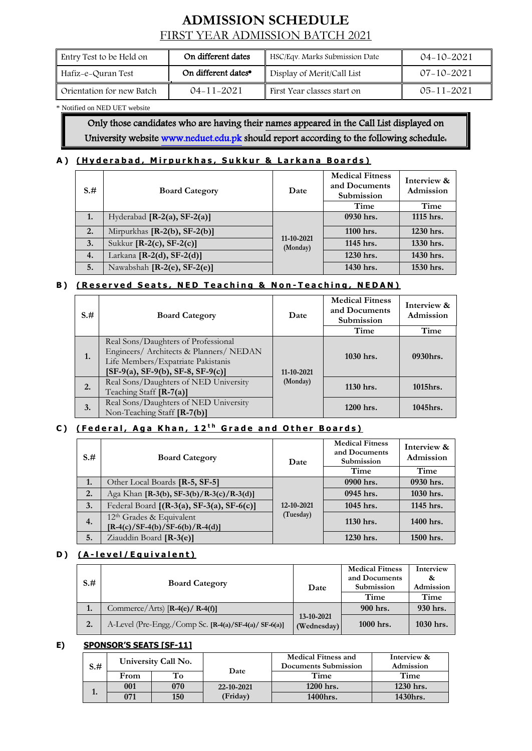# ADMISSION SCHEDULE

## FIRST YEAR ADMISSION BATCH 2021

| | | | |
|---|---|---|---|
| Entry Test to be Held on | On different dates | HSC/Eqv. Marks Submission Date | 04-10-2021 |
| Hafiz-e-Quran Test | On different dates* | Display of Merit/Call List | 07-10-2021 |
| Orientation for new Batch | 04-11-2021 | First Year classes start on | 05-11-2021 |

* Notified on NED UET website

**Only those candidates who are having their names appeared in the Call List displayed on University website www.neduet.edu.pk should report according to the following schedule.**

### A) (Hyderabad, Mirpurkhas, Sukkur & Larkana Boards)

| S.# | Board Category | Date | Medical Fitness and Documents Submission | Interview & Admission |
|---|---|---|---|---|
| | | | Time | Time |
| 1. | Hyderabad **[R-2(a), SF-2(a)]** | 11-10-2021 (Monday) | 0930 hrs. | 1115 hrs. |
| 2. | Mirpurkhas **[R-2(b), SF-2(b)]** | | 1100 hrs. | 1230 hrs. |
| 3. | Sukkur **[R-2(c), SF-2(c)]** | | 1145 hrs. | 1330 hrs. |
| 4. | Larkana **[R-2(d), SF-2(d)]** | | 1230 hrs. | 1430 hrs. |
| 5. | Nawabshah **[R-2(e), SF-2(e)]** | | 1430 hrs. | 1530 hrs. |

### B) (Reserved Seats, NED Teaching & Non-Teaching, NEDAN)

| S.# | Board Category | Date | Medical Fitness and Documents Submission | Interview & Admission |
|---|---|---|---|---|
| | | | Time | Time |
| 1. | Real Sons/Daughters of Professional Engineers/ Architects & Planners/ NEDAN Life Members/Expatriate Pakistanis **[SF-9(a), SF-9(b), SF-8, SF-9(c)]** | 11-10-2021 (Monday) | 1030 hrs. | 0930hrs. |
| 2. | Real Sons/Daughters of NED University Teaching Staff **[R-7(a)]** | | 1130 hrs. | 1015hrs. |
| 3. | Real Sons/Daughters of NED University Non-Teaching Staff **[R-7(b)]** | | 1200 hrs. | 1045hrs. |

### C) (Federal, Aga Khan, 12th Grade and Other Boards)

| S.# | Board Category | Date | Medical Fitness and Documents Submission | Interview & Admission |
|---|---|---|---|---|
| | | | Time | Time |
| 1. | Other Local Boards **[R-5, SF-5]** | 12-10-2021 (Tuesday) | 0900 hrs. | 0930 hrs. |
| 2. | Aga Khan **[R-3(b), SF-3(b)/R-3(c)/R-3(d)]** | | 0945 hrs. | 1030 hrs. |
| 3. | Federal Board **[(R-3(a), SF-3(a), SF-6(c)]** | | 1045 hrs. | 1145 hrs. |
| 4. | 12th Grades & Equivalent **[R-4(c)/SF-4(b)/SF-6(b)/R-4(d)]** | | 1130 hrs. | 1400 hrs. |
| 5. | Ziauddin Board **[R-3(e)]** | | 1230 hrs. | 1500 hrs. |

### D) (A-level/Equivalent)

| S.# | Board Category | Date | Medical Fitness and Documents Submission | Interview & Admission |
|---|---|---|---|---|
| | | | Time | Time |
| 1. | Commerce/Arts) **[R-4(e)/ R-4(f)]** | 13-10-2021 (Wednesday) | 900 hrs. | 930 hrs. |
| 2. | A-Level (Pre-Engg./Comp Sc. **[R-4(a)/SF-4(a)/ SF-6(a)]** | | 1000 hrs. | 1030 hrs. |

### E) SPONSOR'S SEATS [SF-11]

| S.# | University Call No. | | Date | Medical Fitness and Documents Submission | Interview & Admission |
|---|---|---|---|---|---|
| | From | To | | Time | Time |
| 1. | 001 | 070 | 22-10-2021 (Friday) | 1200 hrs. | 1230 hrs. |
| | 071 | 150 | | 1400hrs. | 1430hrs. |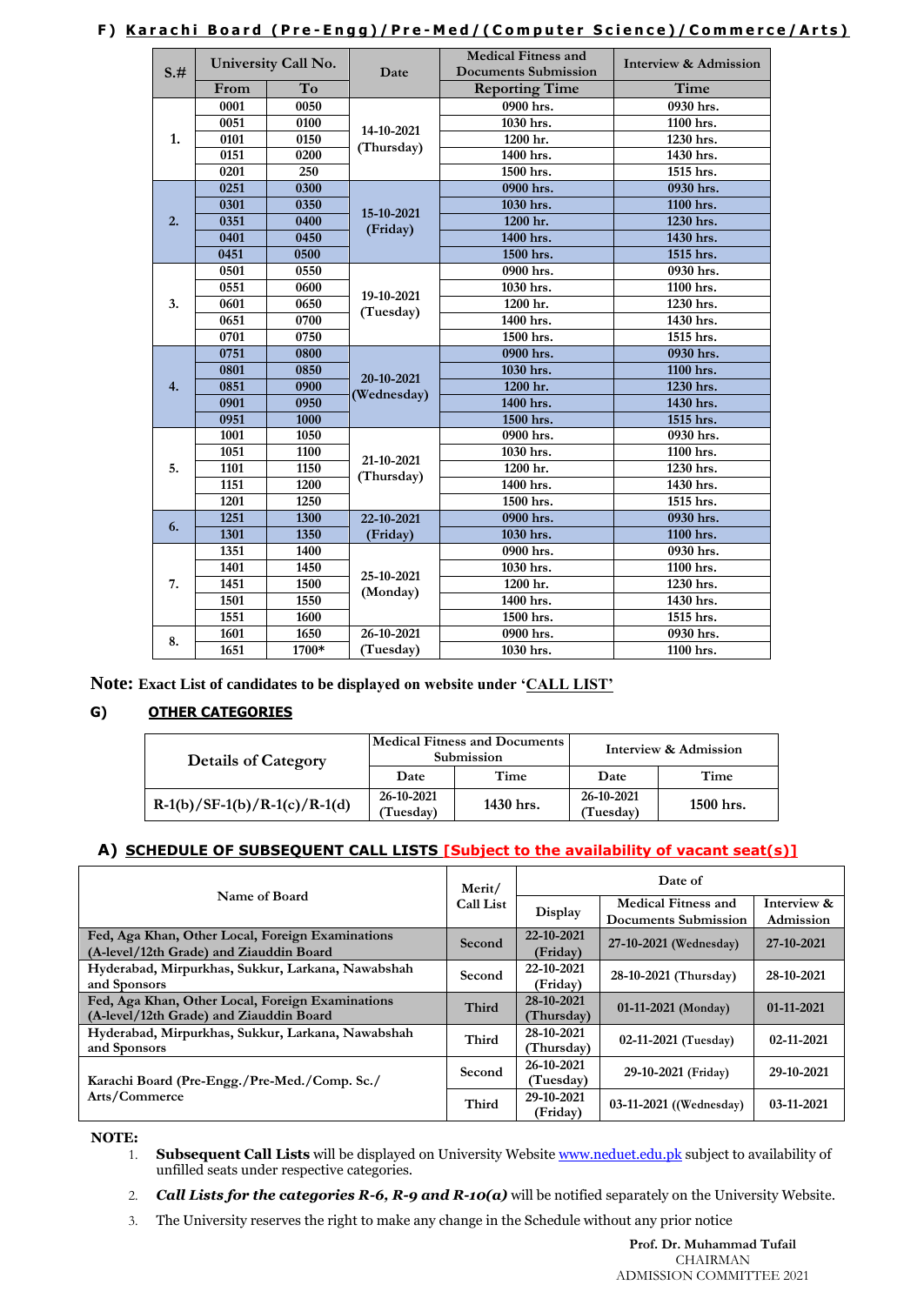### F) Karachi Board (Pre-Engg)/Pre-Med/(Computer Science)/Commerce/Arts)

| S.# | University Call No. | | Date | Medical Fitness and Documents Submission | Interview & Admission |
|---|---|---|---|---|---|
| | From | To | | Reporting Time | Time |
| 1. | 0001 | 0050 | 14-10-2021 (Thursday) | 0900 hrs. | 0930 hrs. |
| | 0051 | 0100 | | 1030 hrs. | 1100 hrs. |
| | 0101 | 0150 | | 1200 hr. | 1230 hrs. |
| | 0151 | 0200 | | 1400 hrs. | 1430 hrs. |
| | 0201 | 250 | | 1500 hrs. | 1515 hrs. |
| 2. | 0251 | 0300 | 15-10-2021 (Friday) | 0900 hrs. | 0930 hrs. |
| | 0301 | 0350 | | 1030 hrs. | 1100 hrs. |
| | 0351 | 0400 | | 1200 hr. | 1230 hrs. |
| | 0401 | 0450 | | 1400 hrs. | 1430 hrs. |
| | 0451 | 0500 | | 1500 hrs. | 1515 hrs. |
| 3. | 0501 | 0550 | 19-10-2021 (Tuesday) | 0900 hrs. | 0930 hrs. |
| | 0551 | 0600 | | 1030 hrs. | 1100 hrs. |
| | 0601 | 0650 | | 1200 hr. | 1230 hrs. |
| | 0651 | 0700 | | 1400 hrs. | 1430 hrs. |
| | 0701 | 0750 | | 1500 hrs. | 1515 hrs. |
| 4. | 0751 | 0800 | 20-10-2021 (Wednesday) | 0900 hrs. | 0930 hrs. |
| | 0801 | 0850 | | 1030 hrs. | 1100 hrs. |
| | 0851 | 0900 | | 1200 hr. | 1230 hrs. |
| | 0901 | 0950 | | 1400 hrs. | 1430 hrs. |
| | 0951 | 1000 | | 1500 hrs. | 1515 hrs. |
| 5. | 1001 | 1050 | 21-10-2021 (Thursday) | 0900 hrs. | 0930 hrs. |
| | 1051 | 1100 | | 1030 hrs. | 1100 hrs. |
| | 1101 | 1150 | | 1200 hr. | 1230 hrs. |
| | 1151 | 1200 | | 1400 hrs. | 1430 hrs. |
| | 1201 | 1250 | | 1500 hrs. | 1515 hrs. |
| 6. | 1251 | 1300 | 22-10-2021 (Friday) | 0900 hrs. | 0930 hrs. |
| | 1301 | 1350 | | 1030 hrs. | 1100 hrs. |
| 7. | 1351 | 1400 | 25-10-2021 (Monday) | 0900 hrs. | 0930 hrs. |
| | 1401 | 1450 | | 1030 hrs. | 1100 hrs. |
| | 1451 | 1500 | | 1200 hr. | 1230 hrs. |
| | 1501 | 1550 | | 1400 hrs. | 1430 hrs. |
| | 1551 | 1600 | | 1500 hrs. | 1515 hrs. |
| 8. | 1601 | 1650 | 26-10-2021 (Tuesday) | 0900 hrs. | 0930 hrs. |
| | 1651 | 1700* | | 1030 hrs. | 1100 hrs. |

**Note:** Exact List of candidates to be displayed on website under '<u>CALL LIST</u>'

### G) OTHER CATEGORIES

| Details of Category | Medical Fitness and Documents Submission | | Interview & Admission | |
|---|---|---|---|---|
| | Date | Time | Date | Time |
| R-1(b)/SF-1(b)/R-1(c)/R-1(d) | 26-10-2021 (Tuesday) | 1430 hrs. | 26-10-2021 (Tuesday) | 1500 hrs. |

### A) SCHEDULE OF SUBSEQUENT CALL LISTS [Subject to the availability of vacant seat(s)]

| Name of Board | Merit/ Call List | Date of | | |
|---|---|---|---|---|
| | | Display | Medical Fitness and Documents Submission | Interview & Admission |
| Fed, Aga Khan, Other Local, Foreign Examinations (A-level/12th Grade) and Ziauddin Board | Second | 22-10-2021 (Friday) | 27-10-2021 (Wednesday) | 27-10-2021 |
| Hyderabad, Mirpurkhas, Sukkur, Larkana, Nawabshah and Sponsors | Second | 22-10-2021 (Friday) | 28-10-2021 (Thursday) | 28-10-2021 |
| Fed, Aga Khan, Other Local, Foreign Examinations (A-level/12th Grade) and Ziauddin Board | Third | 28-10-2021 (Thursday) | 01-11-2021 (Monday) | 01-11-2021 |
| Hyderabad, Mirpurkhas, Sukkur, Larkana, Nawabshah and Sponsors | Third | 28-10-2021 (Thursday) | 02-11-2021 (Tuesday) | 02-11-2021 |
| Karachi Board (Pre-Engg./Pre-Med./Comp. Sc./ Arts/Commerce | Second | 26-10-2021 (Tuesday) | 29-10-2021 (Friday) | 29-10-2021 |
| | Third | 29-10-2021 (Friday) | 03-11-2021 ((Wednesday) | 03-11-2021 |

**NOTE:**

1. **Subsequent Call Lists** will be displayed on University Website www.neduet.edu.pk subject to availability of unfilled seats under respective categories.
2. ***Call Lists for the categories R-6, R-9 and R-10(a)*** will be notified separately on the University Website.
3. The University reserves the right to make any change in the Schedule without any prior notice

**Prof. Dr. Muhammad Tufail**
CHAIRMAN
ADMISSION COMMITTEE 2021